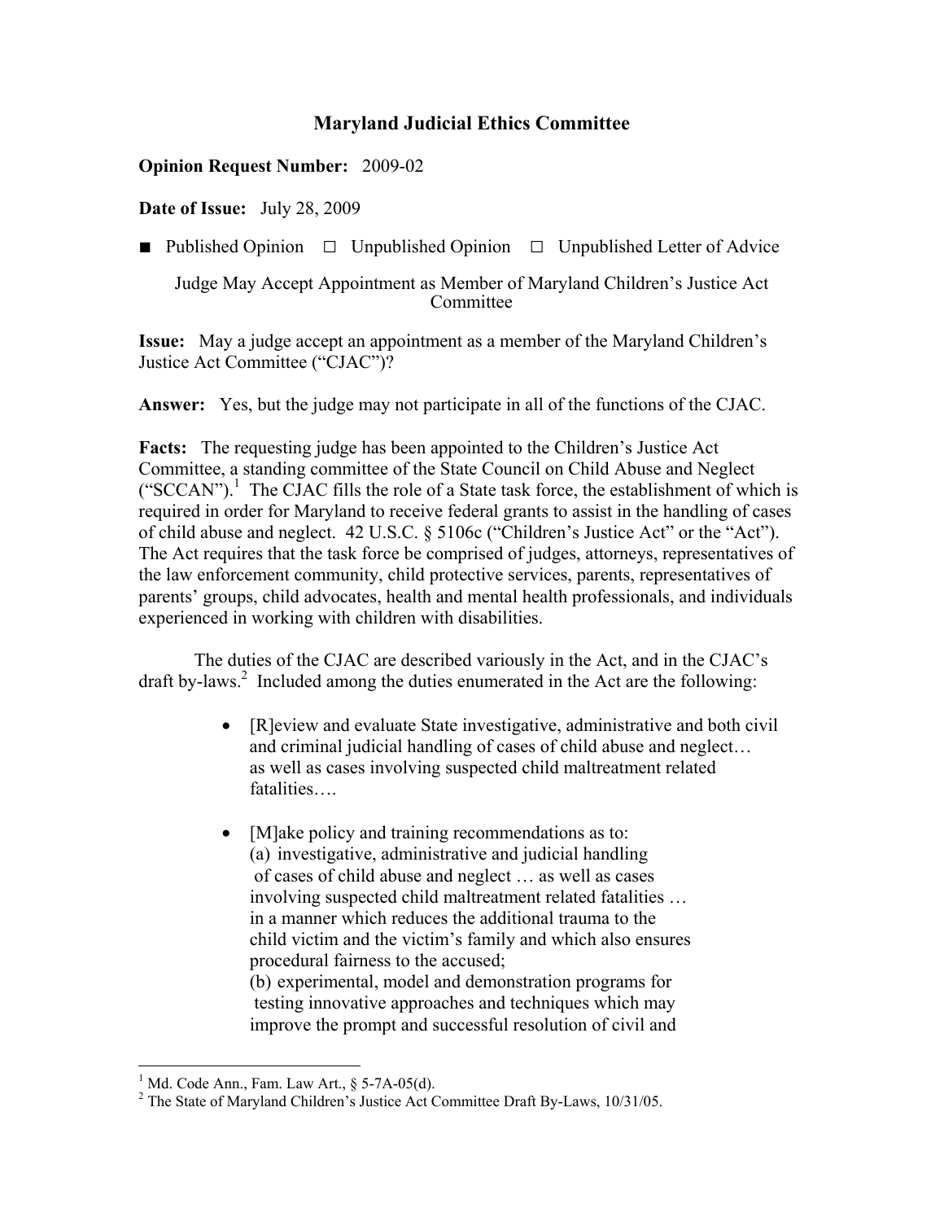# Maryland Judicial Ethics Committee

**Opinion Request Number:** 2009-02

**Date of Issue:** July 28, 2009

■ Published Opinion ☐ Unpublished Opinion ☐ Unpublished Letter of Advice

Judge May Accept Appointment as Member of Maryland Children's Justice Act Committee

**Issue:** May a judge accept an appointment as a member of the Maryland Children's Justice Act Committee ("CJAC")?

**Answer:** Yes, but the judge may not participate in all of the functions of the CJAC.

**Facts:** The requesting judge has been appointed to the Children's Justice Act Committee, a standing committee of the State Council on Child Abuse and Neglect ("SCCAN").[1] The CJAC fills the role of a State task force, the establishment of which is required in order for Maryland to receive federal grants to assist in the handling of cases of child abuse and neglect. 42 U.S.C. § 5106c ("Children's Justice Act" or the "Act"). The Act requires that the task force be comprised of judges, attorneys, representatives of the law enforcement community, child protective services, parents, representatives of parents' groups, child advocates, health and mental health professionals, and individuals experienced in working with children with disabilities.

The duties of the CJAC are described variously in the Act, and in the CJAC's draft by-laws.[2] Included among the duties enumerated in the Act are the following:

- [R]eview and evaluate State investigative, administrative and both civil and criminal judicial handling of cases of child abuse and neglect… as well as cases involving suspected child maltreatment related fatalities….

- [M]ake policy and training recommendations as to:
  (a) investigative, administrative and judicial handling of cases of child abuse and neglect … as well as cases involving suspected child maltreatment related fatalities … in a manner which reduces the additional trauma to the child victim and the victim's family and which also ensures procedural fairness to the accused;
  (b) experimental, model and demonstration programs for testing innovative approaches and techniques which may improve the prompt and successful resolution of civil and

---

[1] Md. Code Ann., Fam. Law Art., § 5-7A-05(d).

[2] The State of Maryland Children's Justice Act Committee Draft By-Laws, 10/31/05.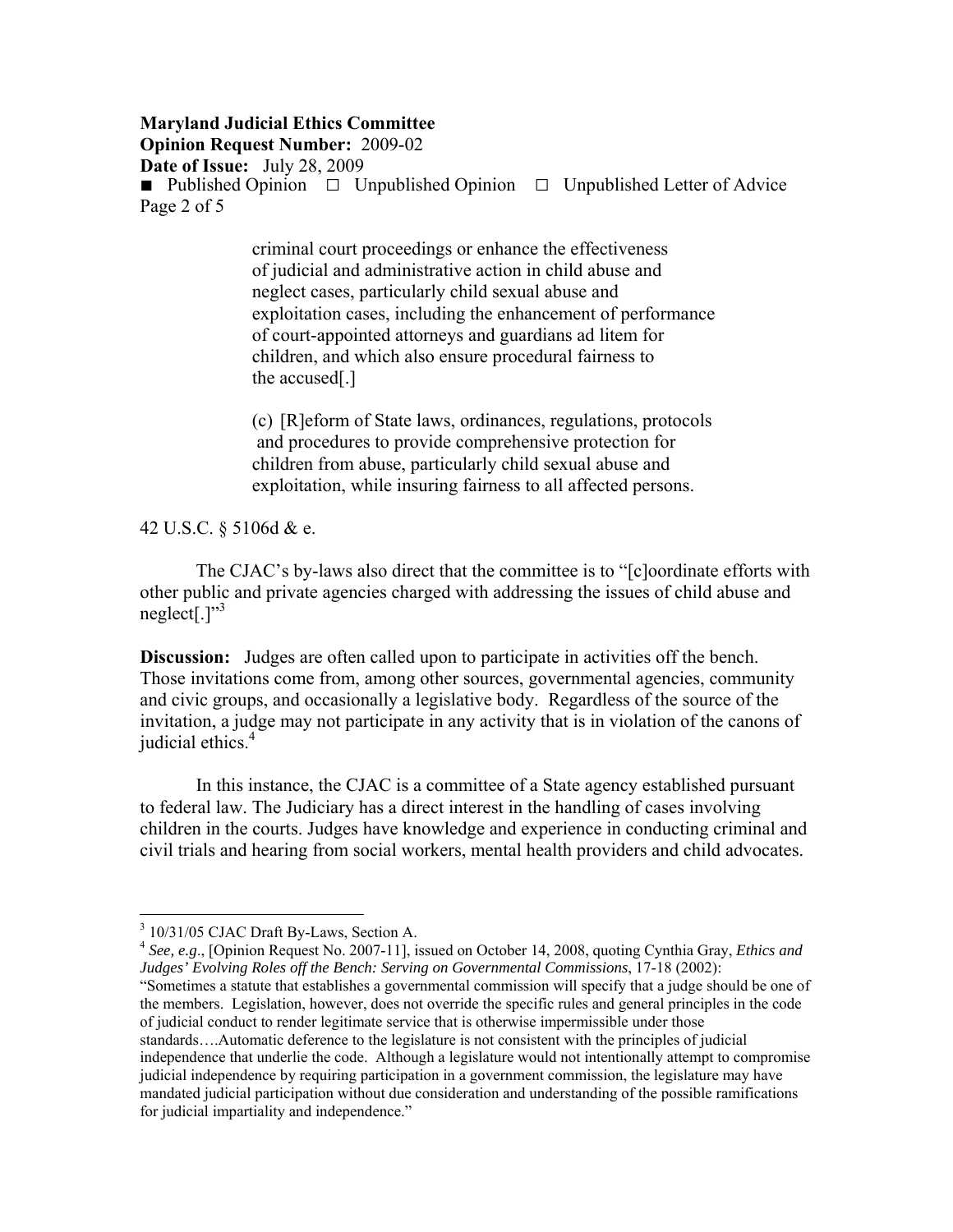> criminal court proceedings or enhance the effectiveness of judicial and administrative action in child abuse and neglect cases, particularly child sexual abuse and exploitation cases, including the enhancement of performance of court-appointed attorneys and guardians ad litem for children, and which also ensure procedural fairness to the accused[.]
>
> (c) [R]eform of State laws, ordinances, regulations, protocols and procedures to provide comprehensive protection for children from abuse, particularly child sexual abuse and exploitation, while insuring fairness to all affected persons.

42 U.S.C. § 5106d & e.

The CJAC's by-laws also direct that the committee is to "[c]oordinate efforts with other public and private agencies charged with addressing the issues of child abuse and neglect[.]"[3]

**Discussion:** Judges are often called upon to participate in activities off the bench. Those invitations come from, among other sources, governmental agencies, community and civic groups, and occasionally a legislative body. Regardless of the source of the invitation, a judge may not participate in any activity that is in violation of the canons of judicial ethics.[4]

In this instance, the CJAC is a committee of a State agency established pursuant to federal law. The Judiciary has a direct interest in the handling of cases involving children in the courts. Judges have knowledge and experience in conducting criminal and civil trials and hearing from social workers, mental health providers and child advocates.

---

[3] 10/31/05 CJAC Draft By-Laws, Section A.

[4] *See, e.g*., [Opinion Request No. 2007-11], issued on October 14, 2008, quoting Cynthia Gray, *Ethics and Judges' Evolving Roles off the Bench: Serving on Governmental Commissions*, 17-18 (2002): "Sometimes a statute that establishes a governmental commission will specify that a judge should be one of the members. Legislation, however, does not override the specific rules and general principles in the code of judicial conduct to render legitimate service that is otherwise impermissible under those standards….Automatic deference to the legislature is not consistent with the principles of judicial independence that underlie the code. Although a legislature would not intentionally attempt to compromise judicial independence by requiring participation in a government commission, the legislature may have mandated judicial participation without due consideration and understanding of the possible ramifications for judicial impartiality and independence."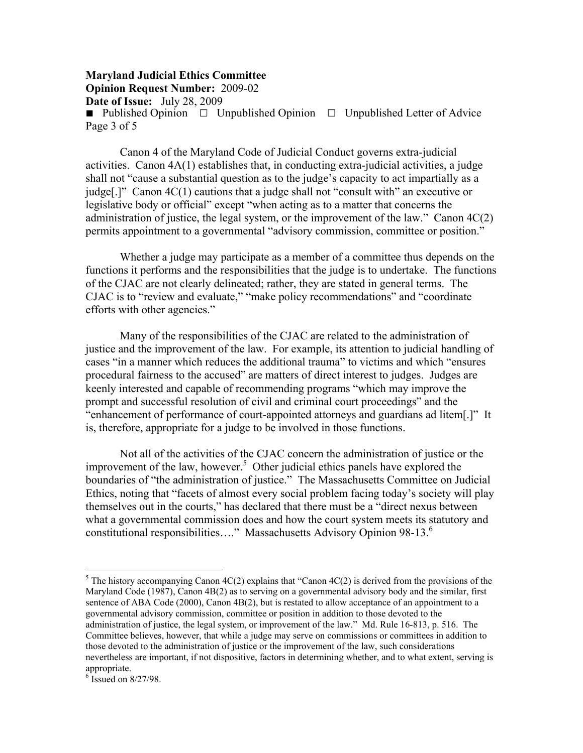Canon 4 of the Maryland Code of Judicial Conduct governs extra-judicial activities. Canon 4A(1) establishes that, in conducting extra-judicial activities, a judge shall not "cause a substantial question as to the judge's capacity to act impartially as a judge[.]" Canon 4C(1) cautions that a judge shall not "consult with" an executive or legislative body or official" except "when acting as to a matter that concerns the administration of justice, the legal system, or the improvement of the law." Canon 4C(2) permits appointment to a governmental "advisory commission, committee or position."

Whether a judge may participate as a member of a committee thus depends on the functions it performs and the responsibilities that the judge is to undertake. The functions of the CJAC are not clearly delineated; rather, they are stated in general terms. The CJAC is to "review and evaluate," "make policy recommendations" and "coordinate efforts with other agencies."

Many of the responsibilities of the CJAC are related to the administration of justice and the improvement of the law. For example, its attention to judicial handling of cases "in a manner which reduces the additional trauma" to victims and which "ensures procedural fairness to the accused" are matters of direct interest to judges. Judges are keenly interested and capable of recommending programs "which may improve the prompt and successful resolution of civil and criminal court proceedings" and the "enhancement of performance of court-appointed attorneys and guardians ad litem[.]" It is, therefore, appropriate for a judge to be involved in those functions.

Not all of the activities of the CJAC concern the administration of justice or the improvement of the law, however.[5] Other judicial ethics panels have explored the boundaries of "the administration of justice." The Massachusetts Committee on Judicial Ethics, noting that "facets of almost every social problem facing today's society will play themselves out in the courts," has declared that there must be a "direct nexus between what a governmental commission does and how the court system meets its statutory and constitutional responsibilities…." Massachusetts Advisory Opinion 98-13.[6]

---

[5] The history accompanying Canon 4C(2) explains that "Canon 4C(2) is derived from the provisions of the Maryland Code (1987), Canon 4B(2) as to serving on a governmental advisory body and the similar, first sentence of ABA Code (2000), Canon 4B(2), but is restated to allow acceptance of an appointment to a governmental advisory commission, committee or position in addition to those devoted to the administration of justice, the legal system, or improvement of the law." Md. Rule 16-813, p. 516. The Committee believes, however, that while a judge may serve on commissions or committees in addition to those devoted to the administration of justice or the improvement of the law, such considerations nevertheless are important, if not dispositive, factors in determining whether, and to what extent, serving is appropriate.

[6] Issued on 8/27/98.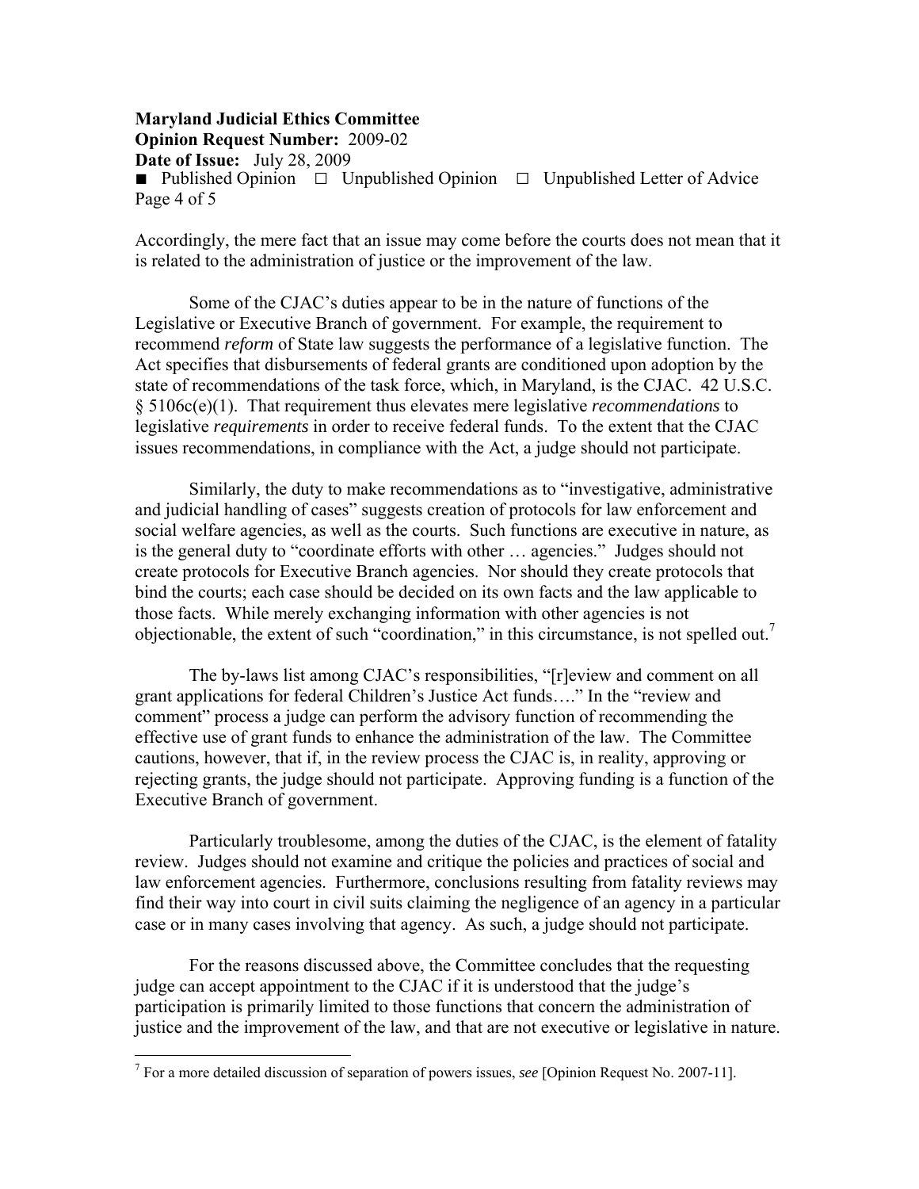Accordingly, the mere fact that an issue may come before the courts does not mean that it is related to the administration of justice or the improvement of the law.

Some of the CJAC's duties appear to be in the nature of functions of the Legislative or Executive Branch of government. For example, the requirement to recommend *reform* of State law suggests the performance of a legislative function. The Act specifies that disbursements of federal grants are conditioned upon adoption by the state of recommendations of the task force, which, in Maryland, is the CJAC. 42 U.S.C. § 5106c(e)(1). That requirement thus elevates mere legislative *recommendations* to legislative *requirements* in order to receive federal funds. To the extent that the CJAC issues recommendations, in compliance with the Act, a judge should not participate.

Similarly, the duty to make recommendations as to "investigative, administrative and judicial handling of cases" suggests creation of protocols for law enforcement and social welfare agencies, as well as the courts. Such functions are executive in nature, as is the general duty to "coordinate efforts with other … agencies." Judges should not create protocols for Executive Branch agencies. Nor should they create protocols that bind the courts; each case should be decided on its own facts and the law applicable to those facts. While merely exchanging information with other agencies is not objectionable, the extent of such "coordination," in this circumstance, is not spelled out.[7]

The by-laws list among CJAC's responsibilities, "[r]eview and comment on all grant applications for federal Children's Justice Act funds…." In the "review and comment" process a judge can perform the advisory function of recommending the effective use of grant funds to enhance the administration of the law. The Committee cautions, however, that if, in the review process the CJAC is, in reality, approving or rejecting grants, the judge should not participate. Approving funding is a function of the Executive Branch of government.

Particularly troublesome, among the duties of the CJAC, is the element of fatality review. Judges should not examine and critique the policies and practices of social and law enforcement agencies. Furthermore, conclusions resulting from fatality reviews may find their way into court in civil suits claiming the negligence of an agency in a particular case or in many cases involving that agency. As such, a judge should not participate.

For the reasons discussed above, the Committee concludes that the requesting judge can accept appointment to the CJAC if it is understood that the judge's participation is primarily limited to those functions that concern the administration of justice and the improvement of the law, and that are not executive or legislative in nature.

[7] For a more detailed discussion of separation of powers issues, *see* [Opinion Request No. 2007-11].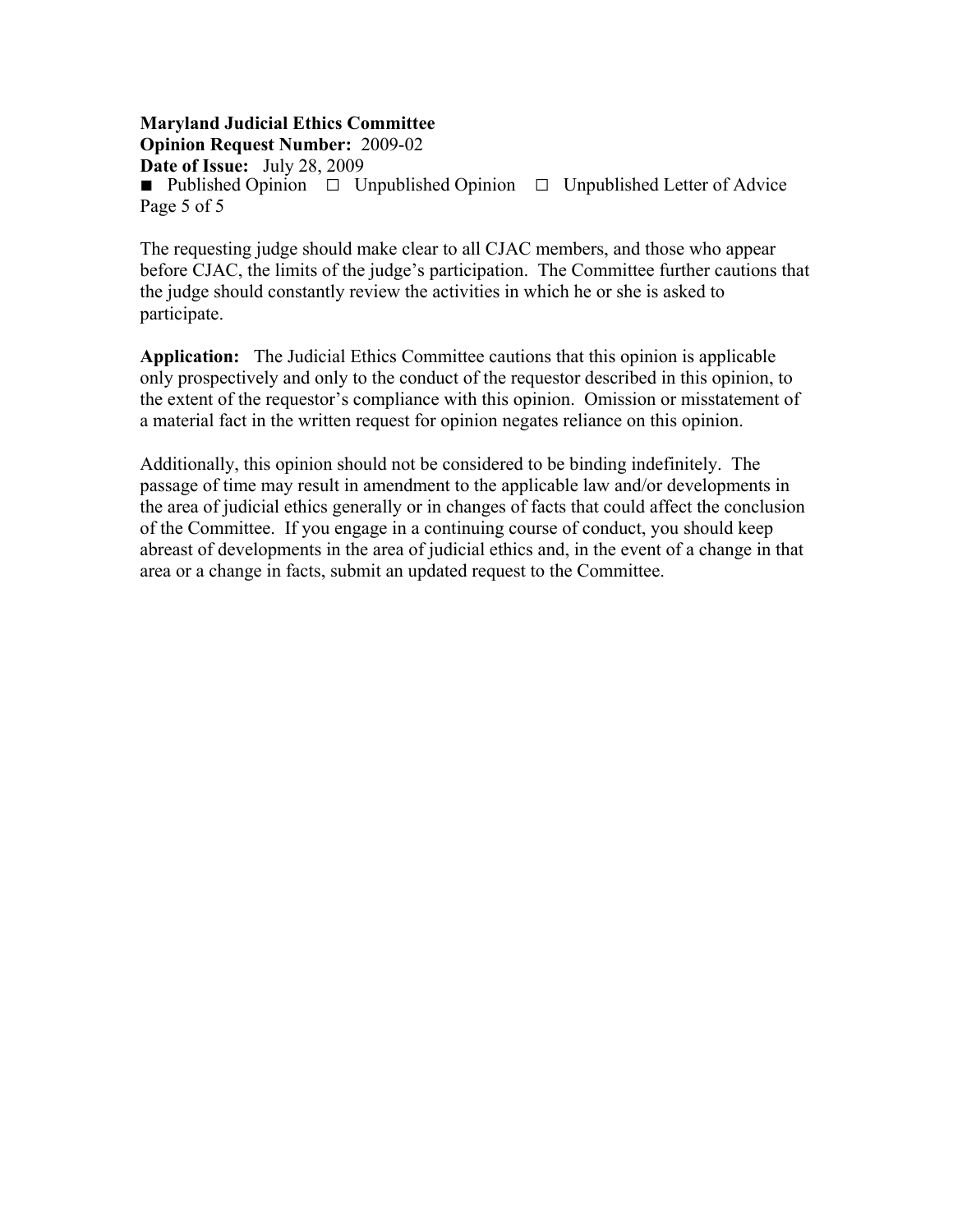The requesting judge should make clear to all CJAC members, and those who appear before CJAC, the limits of the judge's participation. The Committee further cautions that the judge should constantly review the activities in which he or she is asked to participate.

**Application:** The Judicial Ethics Committee cautions that this opinion is applicable only prospectively and only to the conduct of the requestor described in this opinion, to the extent of the requestor's compliance with this opinion. Omission or misstatement of a material fact in the written request for opinion negates reliance on this opinion.

Additionally, this opinion should not be considered to be binding indefinitely. The passage of time may result in amendment to the applicable law and/or developments in the area of judicial ethics generally or in changes of facts that could affect the conclusion of the Committee. If you engage in a continuing course of conduct, you should keep abreast of developments in the area of judicial ethics and, in the event of a change in that area or a change in facts, submit an updated request to the Committee.